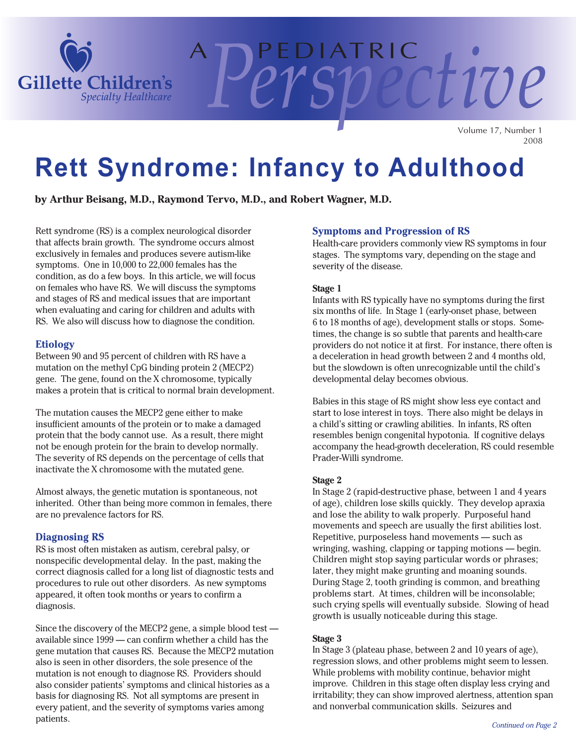# Rett Syndrome: Infancy to Adulthood

**by Arthur Beisang, M.D., Raymond Tervo, M.D., and Robert Wagner, M.D.**

Rett syndrome (RS) is a complex neurological disorder that affects brain growth. The syndrome occurs almost exclusively in females and produces severe autism-like symptoms. One in 10,000 to 22,000 females has the condition, as do a few boys. In this article, we will focus on females who have RS. We will discuss the symptoms and stages of RS and medical issues that are important when evaluating and caring for children and adults with RS. We also will discuss how to diagnose the condition.

## Etiology

Between 90 and 95 percent of children with RS have a mutation on the methyl CpG binding protein 2 (MECP2) gene. The gene, found on the X chromosome, typically makes a protein that is critical to normal brain development.

The mutation causes the MECP2 gene either to make insufficient amounts of the protein or to make a damaged protein that the body cannot use. As a result, there might not be enough protein for the brain to develop normally. The severity of RS depends on the percentage of cells that inactivate the X chromosome with the mutated gene.

Almost always, the genetic mutation is spontaneous, not inherited. Other than being more common in females, there are no prevalence factors for RS.

## Diagnosing RS

RS is most often mistaken as autism, cerebral palsy, or nonspecific developmental delay. In the past, making the correct diagnosis called for a long list of diagnostic tests and procedures to rule out other disorders. As new symptoms appeared, it often took months or years to confirm a diagnosis.

Since the discovery of the MECP2 gene, a simple blood test — available since 1999 — can confirm whether a child has the gene mutation that causes RS. Because the MECP2 mutation also is seen in other disorders, the sole presence of the mutation is not enough to diagnose RS. Providers should also consider patients' symptoms and clinical histories as a basis for diagnosing RS. Not all symptoms are present in every patient, and the severity of symptoms varies among patients.

## Symptoms and Progression of RS

Health-care providers commonly view RS symptoms in four stages. The symptoms vary, depending on the stage and severity of the disease.

### Stage 1

Infants with RS typically have no symptoms during the first six months of life. In Stage 1 (early-onset phase, between 6 to 18 months of age), development stalls or stops. Sometimes, the change is so subtle that parents and health-care providers do not notice it at first. For instance, there often is a deceleration in head growth between 2 and 4 months old, but the slowdown is often unrecognizable until the child's developmental delay becomes obvious.

Babies in this stage of RS might show less eye contact and start to lose interest in toys. There also might be delays in a child's sitting or crawling abilities. In infants, RS often resembles benign congenital hypotonia. If cognitive delays accompany the head-growth deceleration, RS could resemble Prader-Willi syndrome.

### Stage 2

In Stage 2 (rapid-destructive phase, between 1 and 4 years of age), children lose skills quickly. They develop apraxia and lose the ability to walk properly. Purposeful hand movements and speech are usually the first abilities lost. Repetitive, purposeless hand movements — such as wringing, washing, clapping or tapping motions — begin. Children might stop saying particular words or phrases; later, they might make grunting and moaning sounds. During Stage 2, tooth grinding is common, and breathing problems start. At times, children will be inconsolable; such crying spells will eventually subside. Slowing of head growth is usually noticeable during this stage.

### Stage 3

In Stage 3 (plateau phase, between 2 and 10 years of age), regression slows, and other problems might seem to lessen. While problems with mobility continue, behavior might improve. Children in this stage often display less crying and irritability; they can show improved alertness, attention span and nonverbal communication skills. Seizures and

*Continued on Page 2*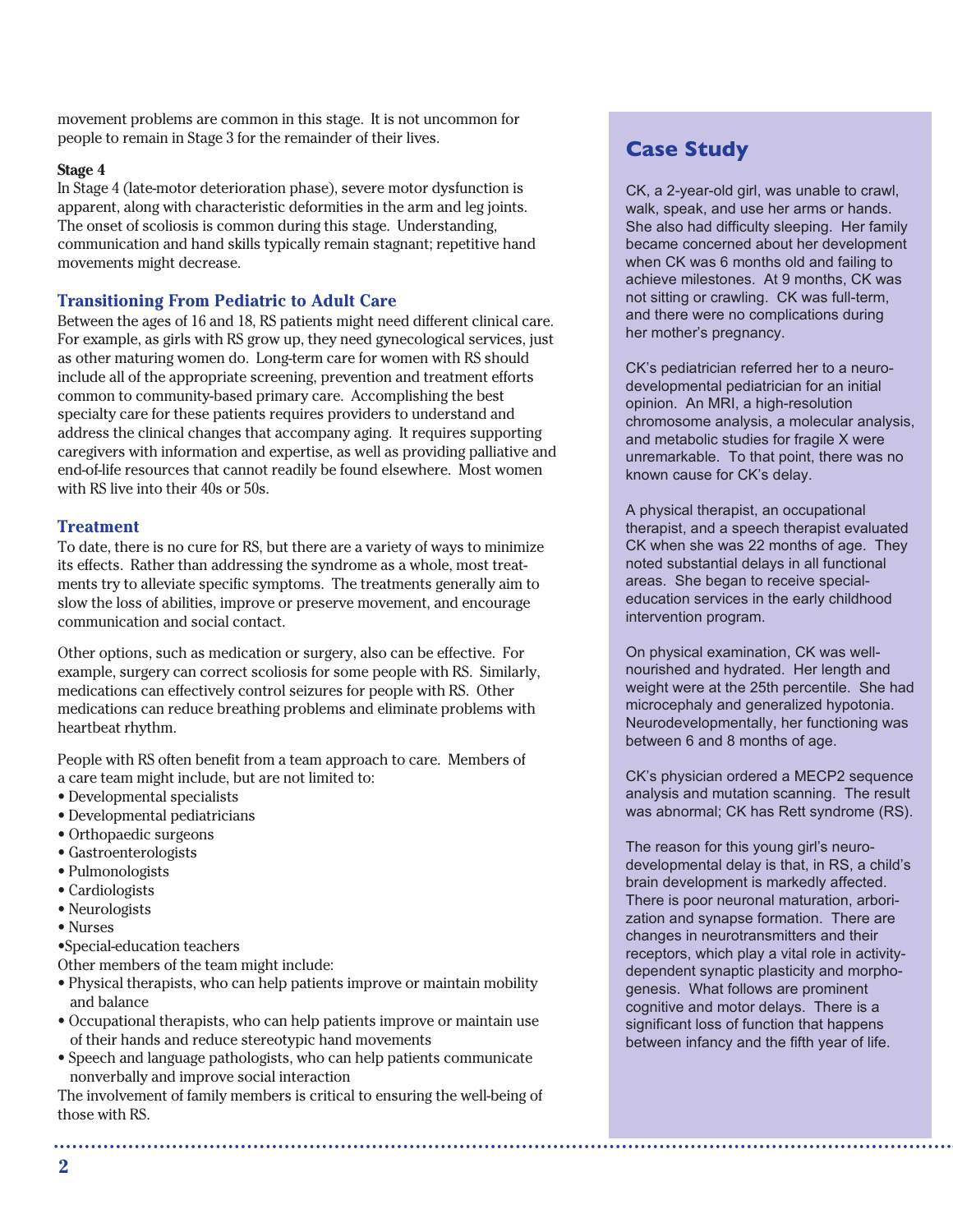movement problems are common in this stage. It is not uncommon for people to remain in Stage 3 for the remainder of their lives.

**Stage 4**

In Stage 4 (late-motor deterioration phase), severe motor dysfunction is apparent, along with characteristic deformities in the arm and leg joints. The onset of scoliosis is common during this stage. Understanding, communication and hand skills typically remain stagnant; repetitive hand movements might decrease.

## Transitioning From Pediatric to Adult Care

Between the ages of 16 and 18, RS patients might need different clinical care. For example, as girls with RS grow up, they need gynecological services, just as other maturing women do. Long-term care for women with RS should include all of the appropriate screening, prevention and treatment efforts common to community-based primary care. Accomplishing the best specialty care for these patients requires providers to understand and address the clinical changes that accompany aging. It requires supporting caregivers with information and expertise, as well as providing palliative and end-of-life resources that cannot readily be found elsewhere. Most women with RS live into their 40s or 50s.

## Treatment

To date, there is no cure for RS, but there are a variety of ways to minimize its effects. Rather than addressing the syndrome as a whole, most treatments try to alleviate specific symptoms. The treatments generally aim to slow the loss of abilities, improve or preserve movement, and encourage communication and social contact.

Other options, such as medication or surgery, also can be effective. For example, surgery can correct scoliosis for some people with RS. Similarly, medications can effectively control seizures for people with RS. Other medications can reduce breathing problems and eliminate problems with heartbeat rhythm.

People with RS often benefit from a team approach to care. Members of a care team might include, but are not limited to:

- Developmental specialists
- Developmental pediatricians
- Orthopaedic surgeons
- Gastroenterologists
- Pulmonologists
- Cardiologists
- Neurologists
- Nurses
- Special-education teachers

Other members of the team might include:

- Physical therapists, who can help patients improve or maintain mobility and balance
- Occupational therapists, who can help patients improve or maintain use of their hands and reduce stereotypic hand movements
- Speech and language pathologists, who can help patients communicate nonverbally and improve social interaction

The involvement of family members is critical to ensuring the well-being of those with RS.

## Case Study

CK, a 2-year-old girl, was unable to crawl, walk, speak, and use her arms or hands. She also had difficulty sleeping. Her family became concerned about her development when CK was 6 months old and failing to achieve milestones. At 9 months, CK was not sitting or crawling. CK was full-term, and there were no complications during her mother's pregnancy.

CK's pediatrician referred her to a neuro-developmental pediatrician for an initial opinion. An MRI, a high-resolution chromosome analysis, a molecular analysis, and metabolic studies for fragile X were unremarkable. To that point, there was no known cause for CK's delay.

A physical therapist, an occupational therapist, and a speech therapist evaluated CK when she was 22 months of age. They noted substantial delays in all functional areas. She began to receive special-education services in the early childhood intervention program.

On physical examination, CK was well-nourished and hydrated. Her length and weight were at the 25th percentile. She had microcephaly and generalized hypotonia. Neurodevelopmentally, her functioning was between 6 and 8 months of age.

CK's physician ordered a MECP2 sequence analysis and mutation scanning. The result was abnormal; CK has Rett syndrome (RS).

The reason for this young girl's neuro-developmental delay is that, in RS, a child's brain development is markedly affected. There is poor neuronal maturation, arborization and synapse formation. There are changes in neurotransmitters and their receptors, which play a vital role in activity-dependent synaptic plasticity and morphogenesis. What follows are prominent cognitive and motor delays. There is a significant loss of function that happens between infancy and the fifth year of life.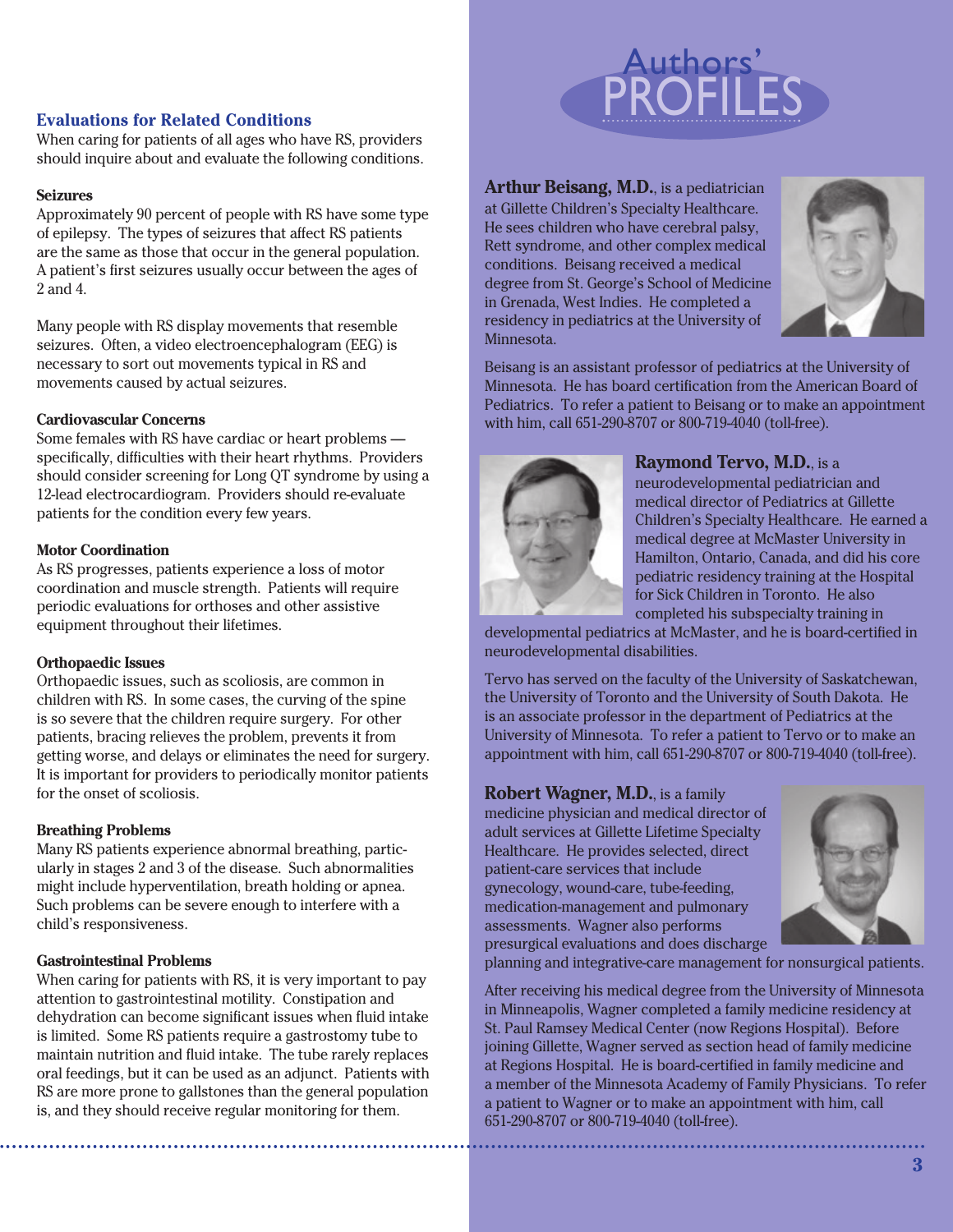### Evaluations for Related Conditions

When caring for patients of all ages who have RS, providers should inquire about and evaluate the following conditions.

**Seizures**

Approximately 90 percent of people with RS have some type of epilepsy. The types of seizures that affect RS patients are the same as those that occur in the general population. A patient's first seizures usually occur between the ages of 2 and 4.

Many people with RS display movements that resemble seizures. Often, a video electroencephalogram (EEG) is necessary to sort out movements typical in RS and movements caused by actual seizures.

**Cardiovascular Concerns**

Some females with RS have cardiac or heart problems — specifically, difficulties with their heart rhythms. Providers should consider screening for Long QT syndrome by using a 12-lead electrocardiogram. Providers should re-evaluate patients for the condition every few years.

**Motor Coordination**

As RS progresses, patients experience a loss of motor coordination and muscle strength. Patients will require periodic evaluations for orthoses and other assistive equipment throughout their lifetimes.

**Orthopaedic Issues**

Orthopaedic issues, such as scoliosis, are common in children with RS. In some cases, the curving of the spine is so severe that the children require surgery. For other patients, bracing relieves the problem, prevents it from getting worse, and delays or eliminates the need for surgery. It is important for providers to periodically monitor patients for the onset of scoliosis.

**Breathing Problems**

Many RS patients experience abnormal breathing, particularly in stages 2 and 3 of the disease. Such abnormalities might include hyperventilation, breath holding or apnea. Such problems can be severe enough to interfere with a child's responsiveness.

**Gastrointestinal Problems**

When caring for patients with RS, it is very important to pay attention to gastrointestinal motility. Constipation and dehydration can become significant issues when fluid intake is limited. Some RS patients require a gastrostomy tube to maintain nutrition and fluid intake. The tube rarely replaces oral feedings, but it can be used as an adjunct. Patients with RS are more prone to gallstones than the general population is, and they should receive regular monitoring for them.

## Authors' PROFILES

**Arthur Beisang, M.D.**, is a pediatrician at Gillette Children's Specialty Healthcare. He sees children who have cerebral palsy, Rett syndrome, and other complex medical conditions. Beisang received a medical degree from St. George's School of Medicine in Grenada, West Indies. He completed a residency in pediatrics at the University of Minnesota.

Beisang is an assistant professor of pediatrics at the University of Minnesota. He has board certification from the American Board of Pediatrics. To refer a patient to Beisang or to make an appointment with him, call 651-290-8707 or 800-719-4040 (toll-free).

**Raymond Tervo, M.D.**, is a neurodevelopmental pediatrician and medical director of Pediatrics at Gillette Children's Specialty Healthcare. He earned a medical degree at McMaster University in Hamilton, Ontario, Canada, and did his core pediatric residency training at the Hospital for Sick Children in Toronto. He also completed his subspecialty training in developmental pediatrics at McMaster, and he is board-certified in neurodevelopmental disabilities.

Tervo has served on the faculty of the University of Saskatchewan, the University of Toronto and the University of South Dakota. He is an associate professor in the department of Pediatrics at the University of Minnesota. To refer a patient to Tervo or to make an appointment with him, call 651-290-8707 or 800-719-4040 (toll-free).

**Robert Wagner, M.D.**, is a family medicine physician and medical director of adult services at Gillette Lifetime Specialty Healthcare. He provides selected, direct patient-care services that include gynecology, wound-care, tube-feeding, medication-management and pulmonary assessments. Wagner also performs presurgical evaluations and does discharge planning and integrative-care management for nonsurgical patients.

After receiving his medical degree from the University of Minnesota in Minneapolis, Wagner completed a family medicine residency at St. Paul Ramsey Medical Center (now Regions Hospital). Before joining Gillette, Wagner served as section head of family medicine at Regions Hospital. He is board-certified in family medicine and a member of the Minnesota Academy of Family Physicians. To refer a patient to Wagner or to make an appointment with him, call 651-290-8707 or 800-719-4040 (toll-free).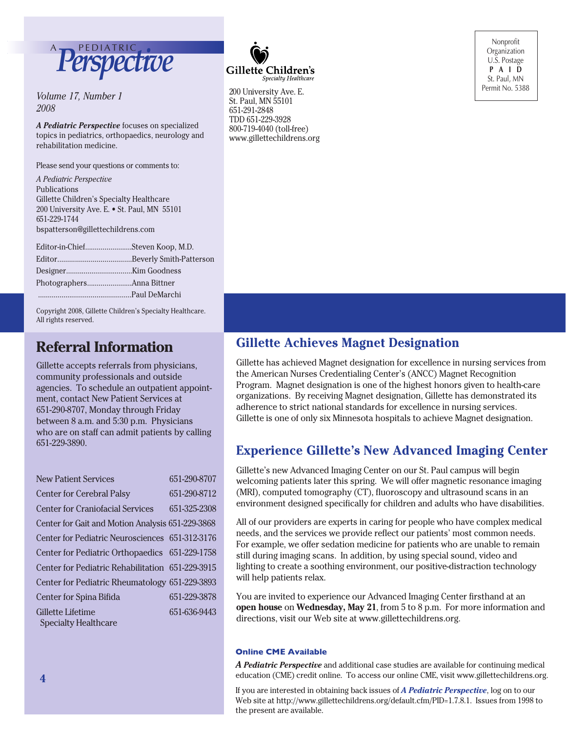# A PEDIATRIC *Perspective*

*Volume 17, Number 1*
*2008*

***A Pediatric Perspective*** focuses on specialized topics in pediatrics, orthopaedics, neurology and rehabilitation medicine.

Please send your questions or comments to:

*A Pediatric Perspective*
Publications
Gillette Children's Specialty Healthcare
200 University Ave. E. • St. Paul, MN 55101
651-229-1744
bspatterson@gillettechildrens.com

| | |
|---|---|
| Editor-in-Chief | Steven Koop, M.D. |
| Editor | Beverly Smith-Patterson |
| Designer | Kim Goodness |
| Photographers | Anna Bittner |
| | Paul DeMarchi |

Copyright 2008, Gillette Children's Specialty Healthcare. All rights reserved.

Gillette Children's
*Specialty Healthcare*

200 University Ave. E.
St. Paul, MN 55101
651-291-2848
TDD 651-229-3928
800-719-4040 (toll-free)
www.gillettechildrens.org

Nonprofit
Organization
U.S. Postage
**PAID**
St. Paul, MN
Permit No. 5388

## Referral Information

Gillette accepts referrals from physicians, community professionals and outside agencies. To schedule an outpatient appointment, contact New Patient Services at 651-290-8707, Monday through Friday between 8 a.m. and 5:30 p.m. Physicians who are on staff can admit patients by calling 651-229-3890.

| | |
|---|---|
| New Patient Services | 651-290-8707 |
| Center for Cerebral Palsy | 651-290-8712 |
| Center for Craniofacial Services | 651-325-2308 |
| Center for Gait and Motion Analysis | 651-229-3868 |
| Center for Pediatric Neurosciences | 651-312-3176 |
| Center for Pediatric Orthopaedics | 651-229-1758 |
| Center for Pediatric Rehabilitation | 651-229-3915 |
| Center for Pediatric Rheumatology | 651-229-3893 |
| Center for Spina Bifida | 651-229-3878 |
| Gillette Lifetime Specialty Healthcare | 651-636-9443 |

## Gillette Achieves Magnet Designation

Gillette has achieved Magnet designation for excellence in nursing services from the American Nurses Credentialing Center's (ANCC) Magnet Recognition Program. Magnet designation is one of the highest honors given to health-care organizations. By receiving Magnet designation, Gillette has demonstrated its adherence to strict national standards for excellence in nursing services. Gillette is one of only six Minnesota hospitals to achieve Magnet designation.

## Experience Gillette's New Advanced Imaging Center

Gillette's new Advanced Imaging Center on our St. Paul campus will begin welcoming patients later this spring. We will offer magnetic resonance imaging (MRI), computed tomography (CT), fluoroscopy and ultrasound scans in an environment designed specifically for children and adults who have disabilities.

All of our providers are experts in caring for people who have complex medical needs, and the services we provide reflect our patients' most common needs. For example, we offer sedation medicine for patients who are unable to remain still during imaging scans. In addition, by using special sound, video and lighting to create a soothing environment, our positive-distraction technology will help patients relax.

You are invited to experience our Advanced Imaging Center firsthand at an **open house** on **Wednesday, May 21**, from 5 to 8 p.m. For more information and directions, visit our Web site at www.gillettechildrens.org.

#### Online CME Available

***A Pediatric Perspective*** and additional case studies are available for continuing medical education (CME) credit online. To access our online CME, visit www.gillettechildrens.org.

If you are interested in obtaining back issues of ***A Pediatric Perspective***, log on to our Web site at http://www.gillettechildrens.org/default.cfm/PID=1.7.8.1. Issues from 1998 to the present are available.